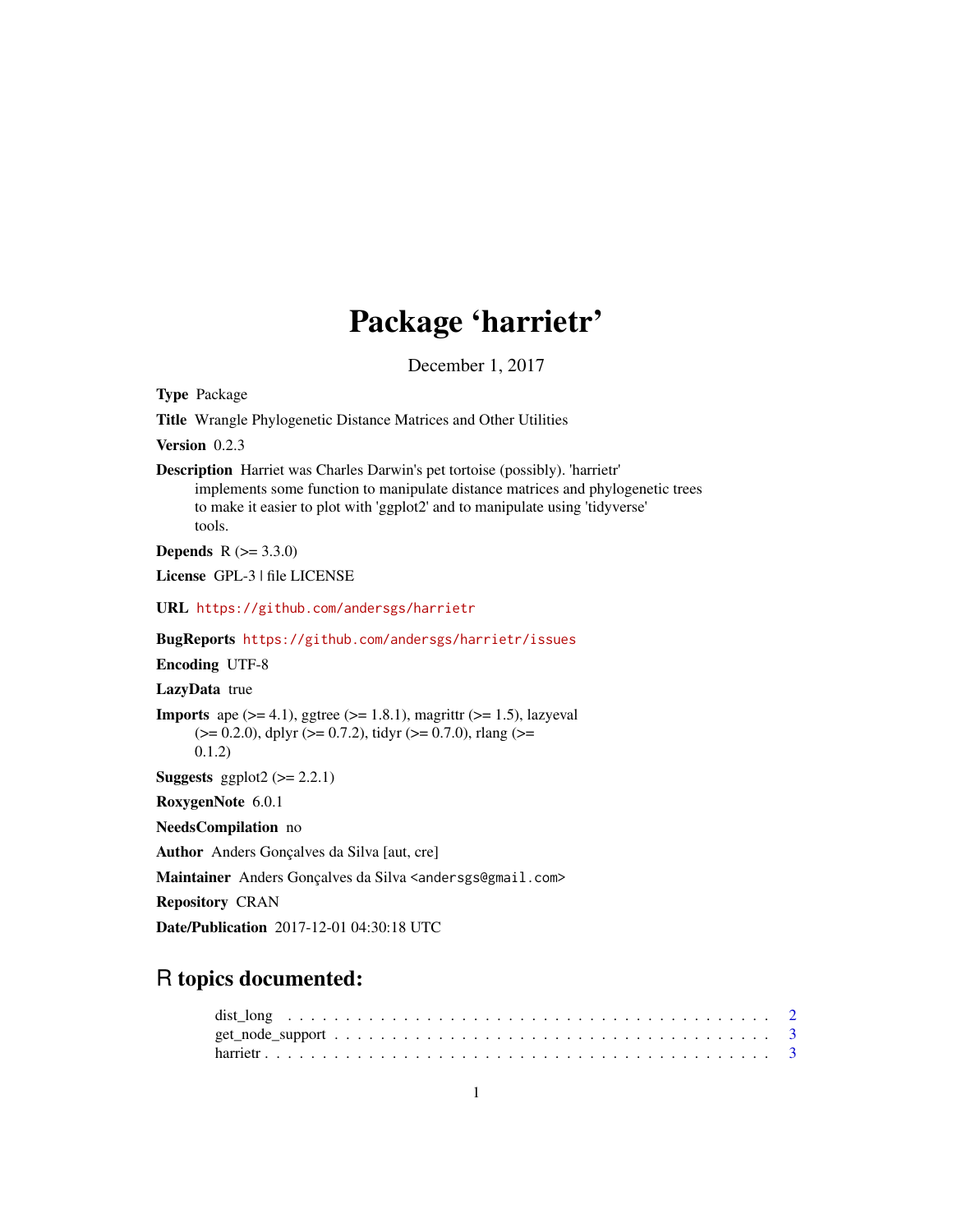# Package 'harrietr'

December 1, 2017

**Type** Package

**Title** Wrangle Phylogenetic Distance Matrices and Other Utilities

**Version** 0.2.3

**Description** Harriet was Charles Darwin's pet tortoise (possibly). 'harrietr' implements some function to manipulate distance matrices and phylogenetic trees to make it easier to plot with 'ggplot2' and to manipulate using 'tidyverse' tools.

**Depends** R (>= 3.3.0)

**License** GPL-3 | file LICENSE

**URL** https://github.com/andersgs/harrietr

**BugReports** https://github.com/andersgs/harrietr/issues

**Encoding** UTF-8

**LazyData** true

**Imports** ape (>= 4.1), ggtree (>= 1.8.1), magrittr (>= 1.5), lazyeval (>= 0.2.0), dplyr (>= 0.7.2), tidyr (>= 0.7.0), rlang (>= 0.1.2)

**Suggests** ggplot2 (>= 2.2.1)

**RoxygenNote** 6.0.1

**NeedsCompilation** no

**Author** Anders Gonçalves da Silva [aut, cre]

**Maintainer** Anders Gonçalves da Silva <andersgs@gmail.com>

**Repository** CRAN

**Date/Publication** 2017-12-01 04:30:18 UTC

## R topics documented:

dist_long . . . . . . . . . . . . . . . . . . . . . . . . . . . . . . . . . . . . . . . . . 2
get_node_support . . . . . . . . . . . . . . . . . . . . . . . . . . . . . . . . . . . . 3
harrietr . . . . . . . . . . . . . . . . . . . . . . . . . . . . . . . . . . . . . . . . . . 3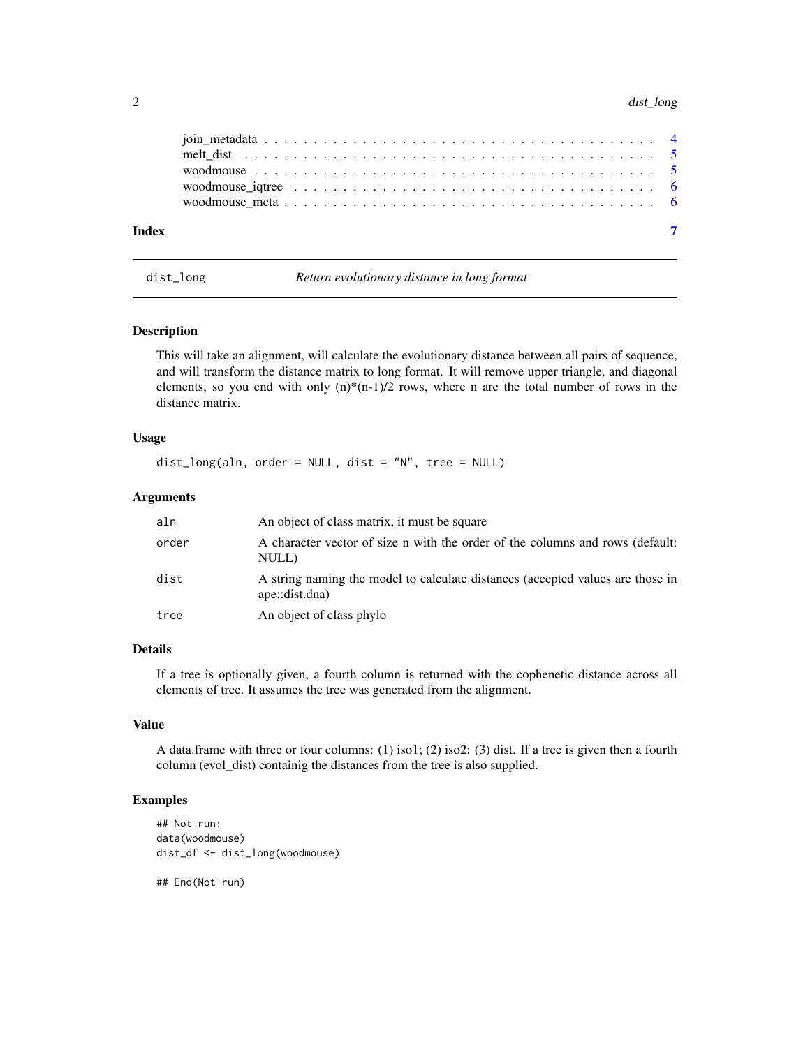join_metadata . . . . . . . . . . . . . . . . . . . . . . . . . . . . . . . . . . . . . . 4
melt_dist . . . . . . . . . . . . . . . . . . . . . . . . . . . . . . . . . . . . . . . . . 5
woodmouse . . . . . . . . . . . . . . . . . . . . . . . . . . . . . . . . . . . . . . . . . 5
woodmouse_iqtree . . . . . . . . . . . . . . . . . . . . . . . . . . . . . . . . . . . . . 6
woodmouse_meta . . . . . . . . . . . . . . . . . . . . . . . . . . . . . . . . . . . . . . 6

**Index** **7**

---

## dist_long — *Return evolutionary distance in long format*

### Description

This will take an alignment, will calculate the evolutionary distance between all pairs of sequence, and will transform the distance matrix to long format. It will remove upper triangle, and diagonal elements, so you end with only (n)*(n-1)/2 rows, where n are the total number of rows in the distance matrix.

### Usage

```
dist_long(aln, order = NULL, dist = "N", tree = NULL)
```

### Arguments

| | |
|---|---|
| `aln` | An object of class matrix, it must be square |
| `order` | A character vector of size n with the order of the columns and rows (default: NULL) |
| `dist` | A string naming the model to calculate distances (accepted values are those in ape::dist.dna) |
| `tree` | An object of class phylo |

### Details

If a tree is optionally given, a fourth column is returned with the cophenetic distance across all elements of tree. It assumes the tree was generated from the alignment.

### Value

A data.frame with three or four columns: (1) iso1; (2) iso2: (3) dist. If a tree is given then a fourth column (evol_dist) containig the distances from the tree is also supplied.

### Examples

```
## Not run:
data(woodmouse)
dist_df <- dist_long(woodmouse)

## End(Not run)
```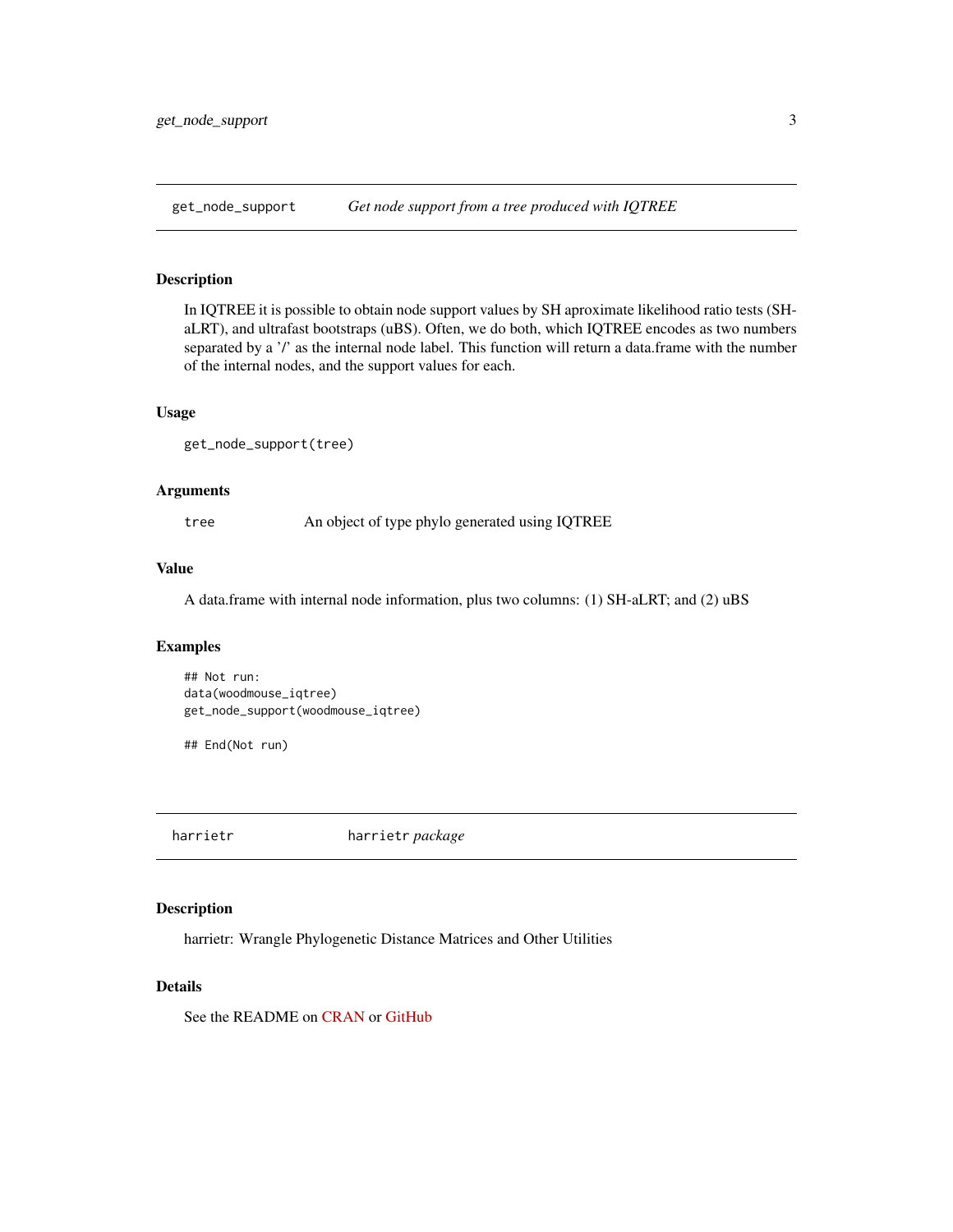## get_node_support — *Get node support from a tree produced with IQTREE*

### Description

In IQTREE it is possible to obtain node support values by SH aproximate likelihood ratio tests (SH-aLRT), and ultrafast bootstraps (uBS). Often, we do both, which IQTREE encodes as two numbers separated by a '/' as the internal node label. This function will return a data.frame with the number of the internal nodes, and the support values for each.

### Usage

```
get_node_support(tree)
```

### Arguments

| | |
|---|---|
| tree | An object of type phylo generated using IQTREE |

### Value

A data.frame with internal node information, plus two columns: (1) SH-aLRT; and (2) uBS

### Examples

```
## Not run:
data(woodmouse_iqtree)
get_node_support(woodmouse_iqtree)

## End(Not run)
```

## harrietr — harrietr *package*

### Description

harrietr: Wrangle Phylogenetic Distance Matrices and Other Utilities

### Details

See the README on CRAN or GitHub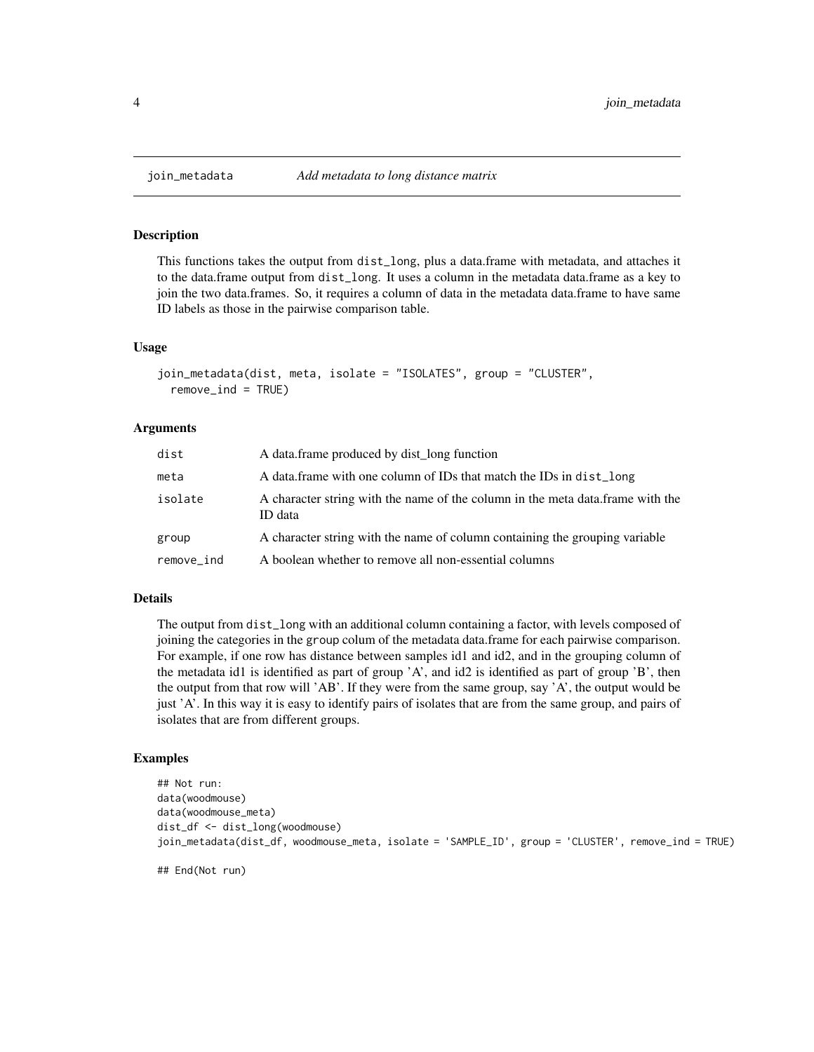# join_metadata — *Add metadata to long distance matrix*

## Description

This functions takes the output from `dist_long`, plus a data.frame with metadata, and attaches it to the data.frame output from `dist_long`. It uses a column in the metadata data.frame as a key to join the two data.frames. So, it requires a column of data in the metadata data.frame to have same ID labels as those in the pairwise comparison table.

## Usage

```
join_metadata(dist, meta, isolate = "ISOLATES", group = "CLUSTER",
  remove_ind = TRUE)
```

## Arguments

| | |
|---|---|
| `dist` | A data.frame produced by dist_long function |
| `meta` | A data.frame with one column of IDs that match the IDs in `dist_long` |
| `isolate` | A character string with the name of the column in the meta data.frame with the ID data |
| `group` | A character string with the name of column containing the grouping variable |
| `remove_ind` | A boolean whether to remove all non-essential columns |

## Details

The output from `dist_long` with an additional column containing a factor, with levels composed of joining the categories in the `group` colum of the metadata data.frame for each pairwise comparison. For example, if one row has distance between samples id1 and id2, and in the grouping column of the metadata id1 is identified as part of group 'A', and id2 is identified as part of group 'B', then the output from that row will 'AB'. If they were from the same group, say 'A', the output would be just 'A'. In this way it is easy to identify pairs of isolates that are from the same group, and pairs of isolates that are from different groups.

## Examples

```
## Not run:
data(woodmouse)
data(woodmouse_meta)
dist_df <- dist_long(woodmouse)
join_metadata(dist_df, woodmouse_meta, isolate = 'SAMPLE_ID', group = 'CLUSTER', remove_ind = TRUE)

## End(Not run)
```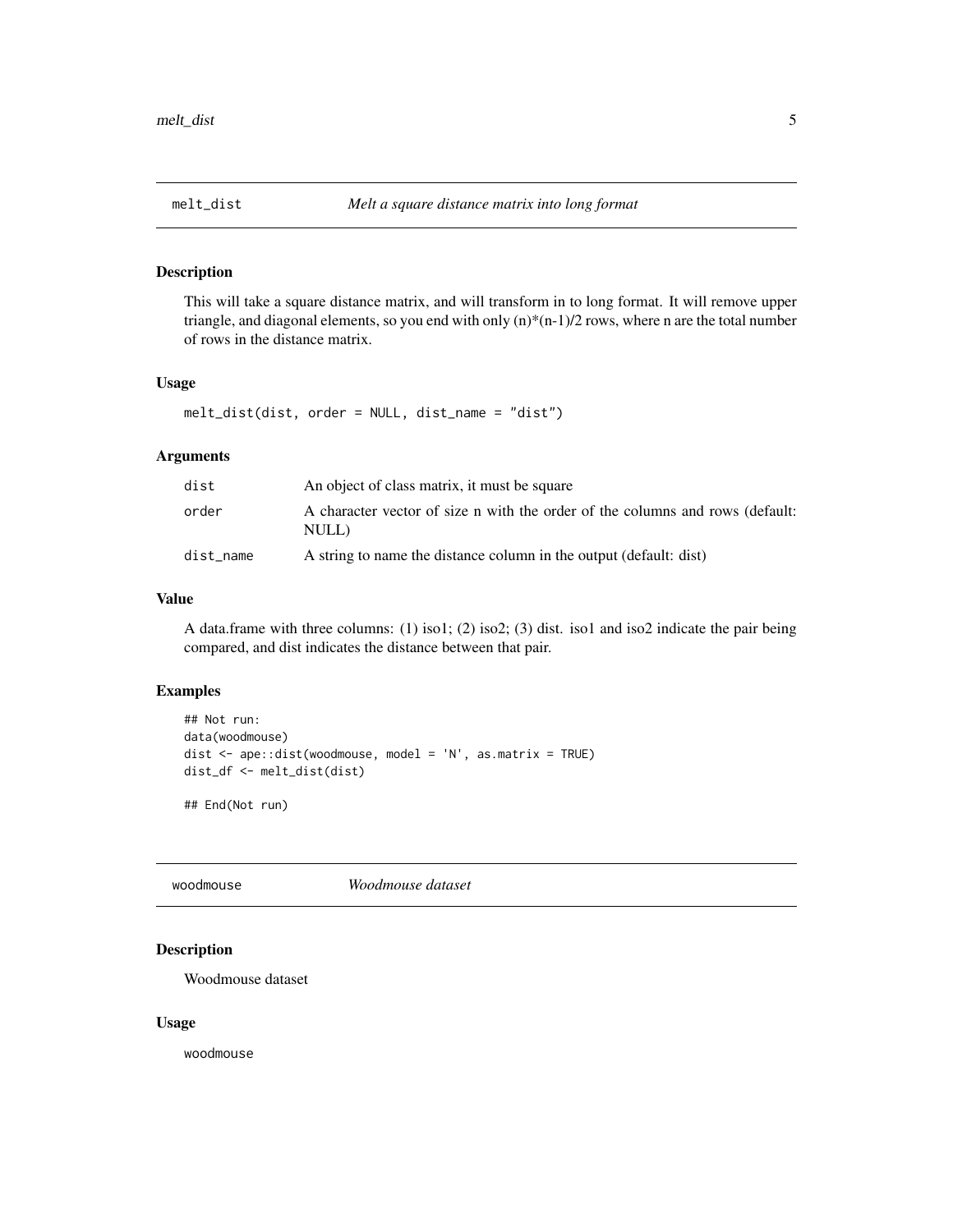## melt_dist — *Melt a square distance matrix into long format*

### Description

This will take a square distance matrix, and will transform in to long format. It will remove upper triangle, and diagonal elements, so you end with only (n)*(n-1)/2 rows, where n are the total number of rows in the distance matrix.

### Usage

```
melt_dist(dist, order = NULL, dist_name = "dist")
```

### Arguments

| | |
|---|---|
| dist | An object of class matrix, it must be square |
| order | A character vector of size n with the order of the columns and rows (default: NULL) |
| dist_name | A string to name the distance column in the output (default: dist) |

### Value

A data.frame with three columns: (1) iso1; (2) iso2; (3) dist. iso1 and iso2 indicate the pair being compared, and dist indicates the distance between that pair.

### Examples

```
## Not run:
data(woodmouse)
dist <- ape::dist(woodmouse, model = 'N', as.matrix = TRUE)
dist_df <- melt_dist(dist)

## End(Not run)
```

## woodmouse — *Woodmouse dataset*

### Description

Woodmouse dataset

### Usage

```
woodmouse
```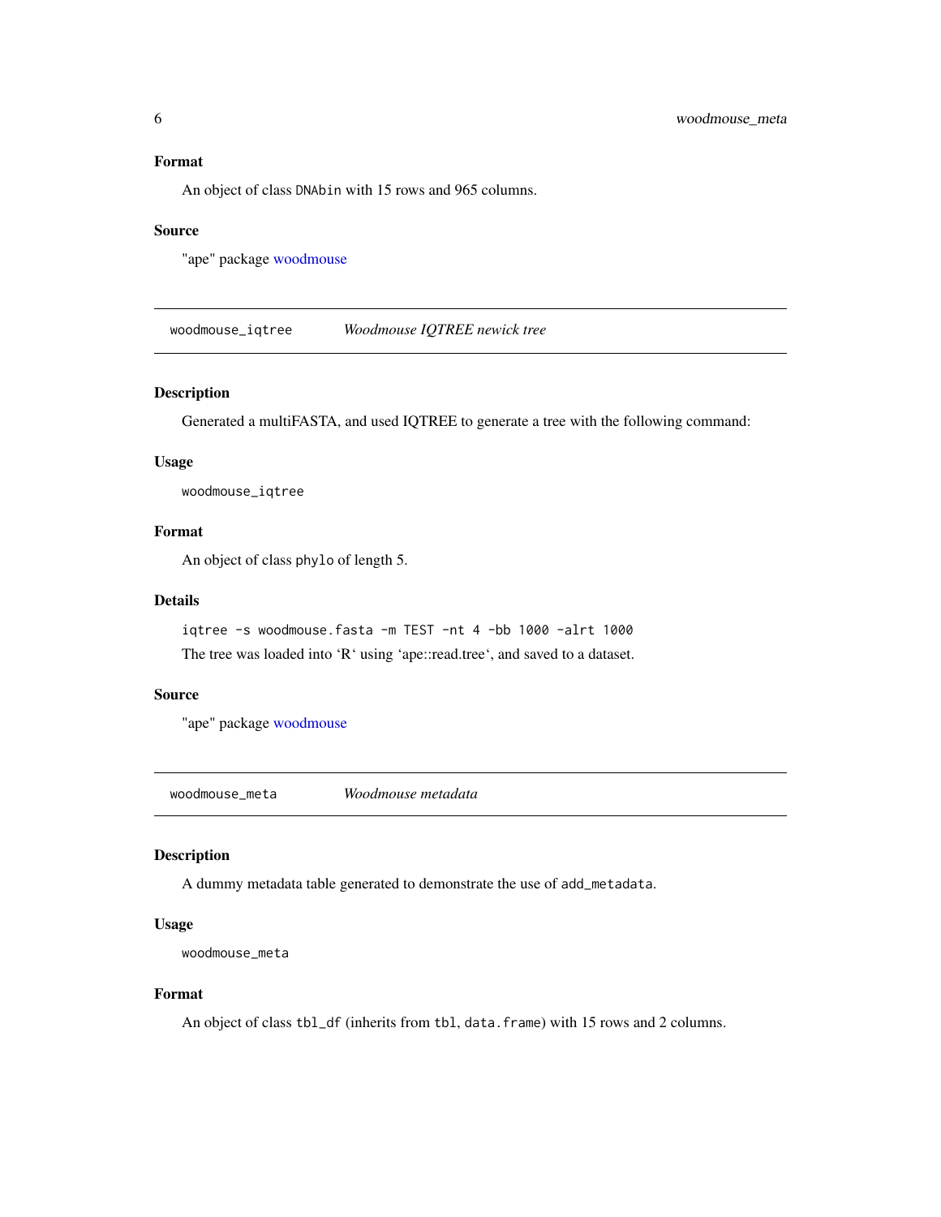### Format

An object of class `DNAbin` with 15 rows and 965 columns.

### Source

"ape" package woodmouse

---

## woodmouse_iqtree — *Woodmouse IQTREE newick tree*

### Description

Generated a multiFASTA, and used IQTREE to generate a tree with the following command:

### Usage

```
woodmouse_iqtree
```

### Format

An object of class `phylo` of length 5.

### Details

```
iqtree -s woodmouse.fasta -m TEST -nt 4 -bb 1000 -alrt 1000
```

The tree was loaded into 'R' using 'ape::read.tree', and saved to a dataset.

### Source

"ape" package woodmouse

---

## woodmouse_meta — *Woodmouse metadata*

### Description

A dummy metadata table generated to demonstrate the use of `add_metadata`.

### Usage

```
woodmouse_meta
```

### Format

An object of class `tbl_df` (inherits from `tbl`, `data.frame`) with 15 rows and 2 columns.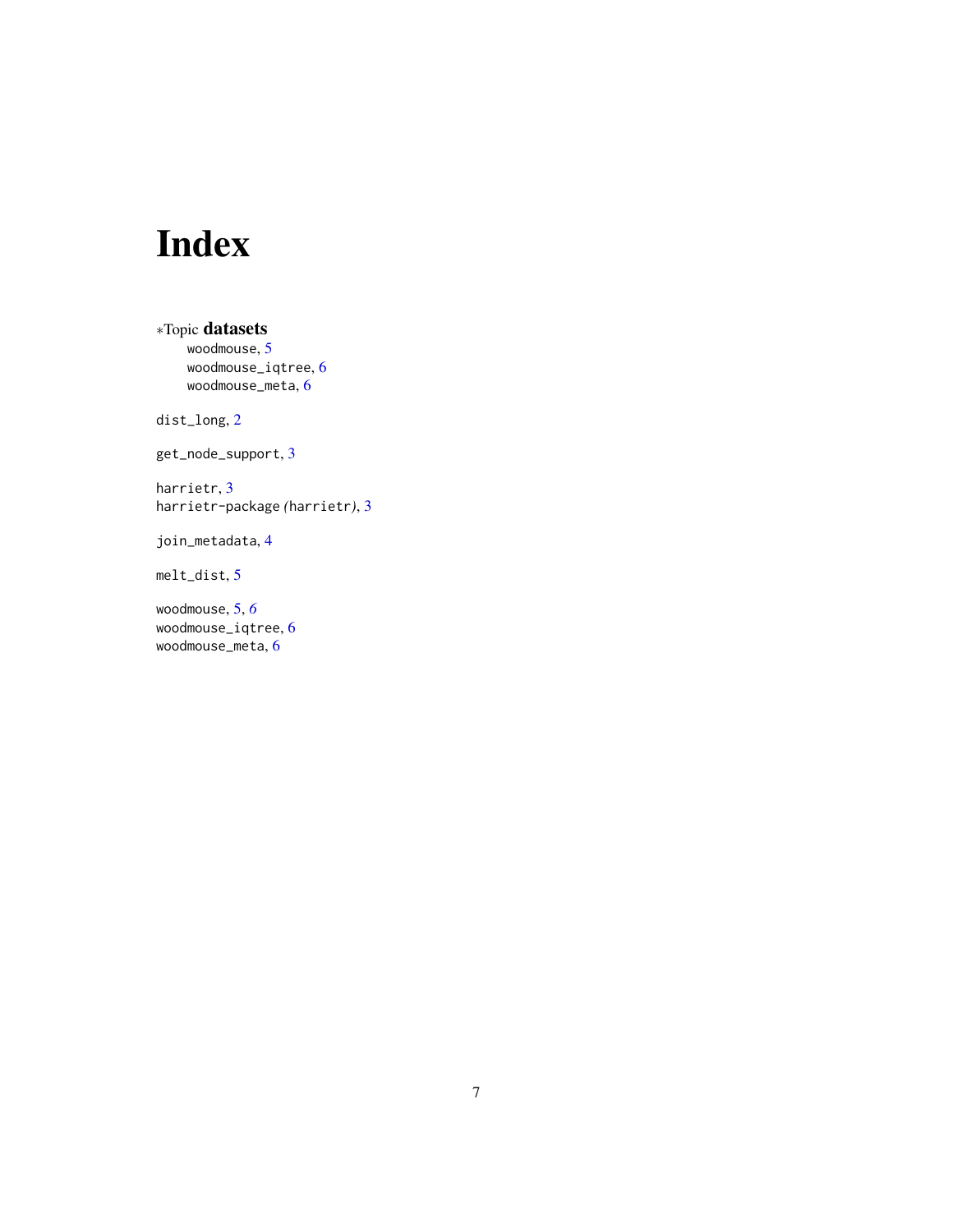# Index

*Topic **datasets**
  woodmouse, 5
  woodmouse_iqtree, 6
  woodmouse_meta, 6

dist_long, 2

get_node_support, 3

harrietr, 3
harrietr-package (harrietr), 3

join_metadata, 4

melt_dist, 5

woodmouse, 5, *6*
woodmouse_iqtree, 6
woodmouse_meta, 6